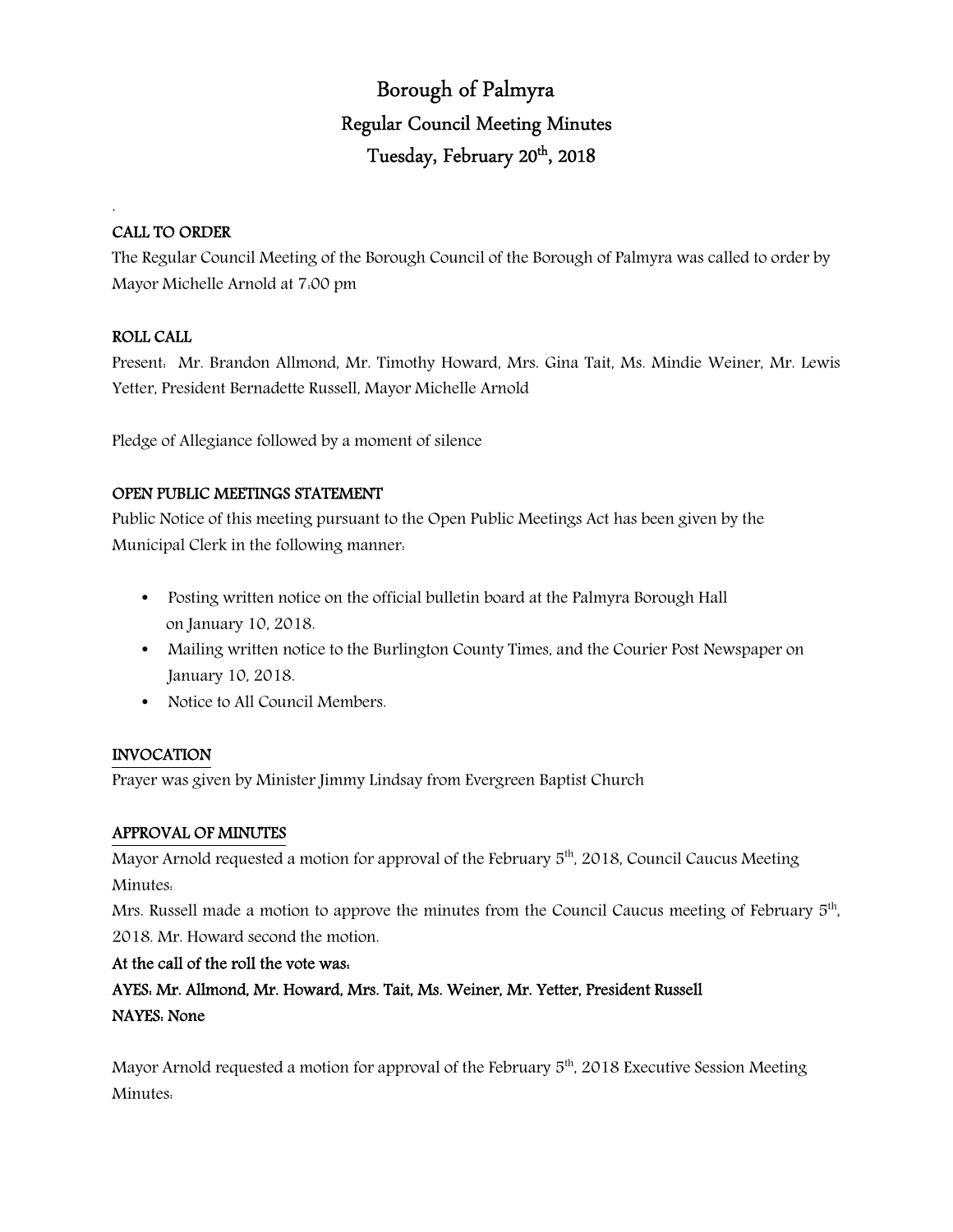# Borough of Palmyra

## Regular Council Meeting Minutes

## Tuesday, February 20th, 2018

.

**CALL TO ORDER**

The Regular Council Meeting of the Borough Council of the Borough of Palmyra was called to order by Mayor Michelle Arnold at 7:00 pm

**ROLL CALL**

Present: Mr. Brandon Allmond, Mr. Timothy Howard, Mrs. Gina Tait, Ms. Mindie Weiner, Mr. Lewis Yetter, President Bernadette Russell, Mayor Michelle Arnold

Pledge of Allegiance followed by a moment of silence

**OPEN PUBLIC MEETINGS STATEMENT**

Public Notice of this meeting pursuant to the Open Public Meetings Act has been given by the Municipal Clerk in the following manner:

- Posting written notice on the official bulletin board at the Palmyra Borough Hall on January 10, 2018.
- Mailing written notice to the Burlington County Times, and the Courier Post Newspaper on January 10, 2018.
- Notice to All Council Members.

**INVOCATION**

Prayer was given by Minister Jimmy Lindsay from Evergreen Baptist Church

**APPROVAL OF MINUTES**

Mayor Arnold requested a motion for approval of the February 5th, 2018, Council Caucus Meeting Minutes:

Mrs. Russell made a motion to approve the minutes from the Council Caucus meeting of February 5th, 2018. Mr. Howard second the motion.

**At the call of the roll the vote was:**

**AYES: Mr. Allmond, Mr. Howard, Mrs. Tait, Ms. Weiner, Mr. Yetter, President Russell**

**NAYES: None**

Mayor Arnold requested a motion for approval of the February 5th, 2018 Executive Session Meeting Minutes: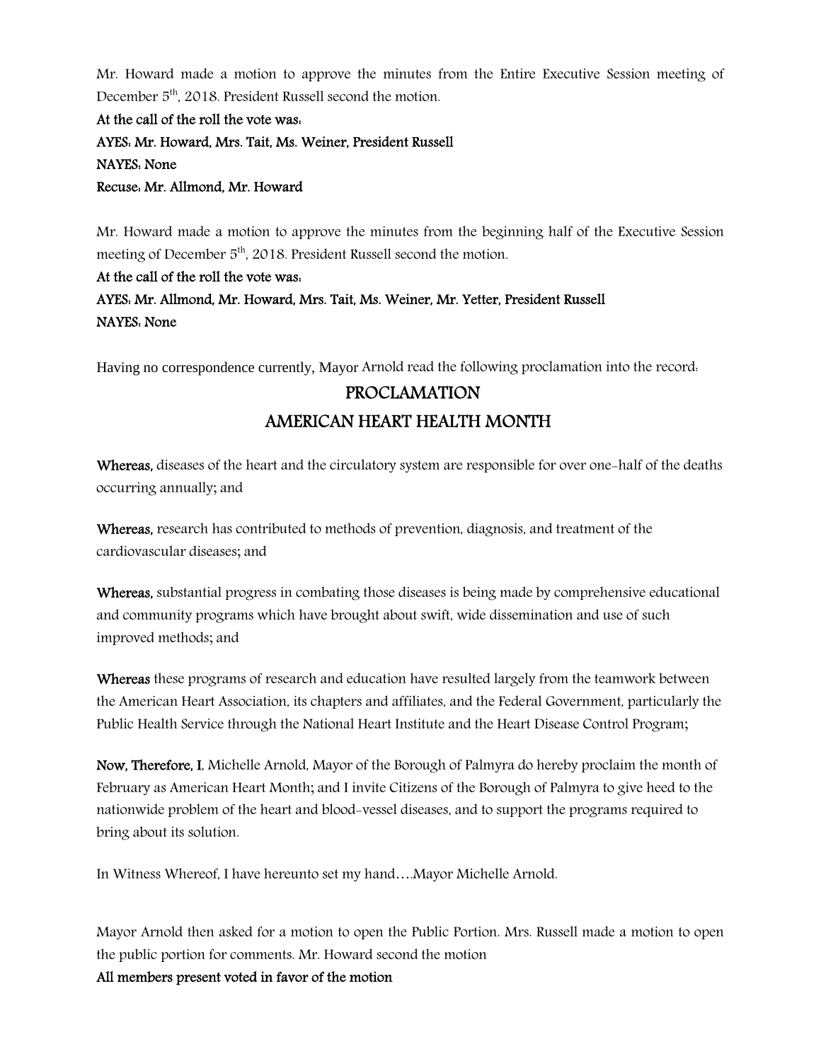Mr. Howard made a motion to approve the minutes from the Entire Executive Session meeting of December 5th, 2018. President Russell second the motion.

**At the call of the roll the vote was:**

**AYES: Mr. Howard, Mrs. Tait, Ms. Weiner, President Russell**

**NAYES: None**

**Recuse: Mr. Allmond, Mr. Howard**

Mr. Howard made a motion to approve the minutes from the beginning half of the Executive Session meeting of December 5th, 2018. President Russell second the motion.

**At the call of the roll the vote was:**

**AYES: Mr. Allmond, Mr. Howard, Mrs. Tait, Ms. Weiner, Mr. Yetter, President Russell**

**NAYES: None**

Having no correspondence currently, Mayor Arnold read the following proclamation into the record:

## PROCLAMATION

## AMERICAN HEART HEALTH MONTH

**Whereas,** diseases of the heart and the circulatory system are responsible for over one-half of the deaths occurring annually; and

**Whereas,** research has contributed to methods of prevention, diagnosis, and treatment of the cardiovascular diseases; and

**Whereas,** substantial progress in combating those diseases is being made by comprehensive educational and community programs which have brought about swift, wide dissemination and use of such improved methods; and

**Whereas** these programs of research and education have resulted largely from the teamwork between the American Heart Association, its chapters and affiliates, and the Federal Government, particularly the Public Health Service through the National Heart Institute and the Heart Disease Control Program;

**Now, Therefore, I**, Michelle Arnold, Mayor of the Borough of Palmyra do hereby proclaim the month of February as American Heart Month; and I invite Citizens of the Borough of Palmyra to give heed to the nationwide problem of the heart and blood-vessel diseases, and to support the programs required to bring about its solution.

In Witness Whereof, I have hereunto set my hand….Mayor Michelle Arnold.

Mayor Arnold then asked for a motion to open the Public Portion. Mrs. Russell made a motion to open the public portion for comments. Mr. Howard second the motion

**All members present voted in favor of the motion**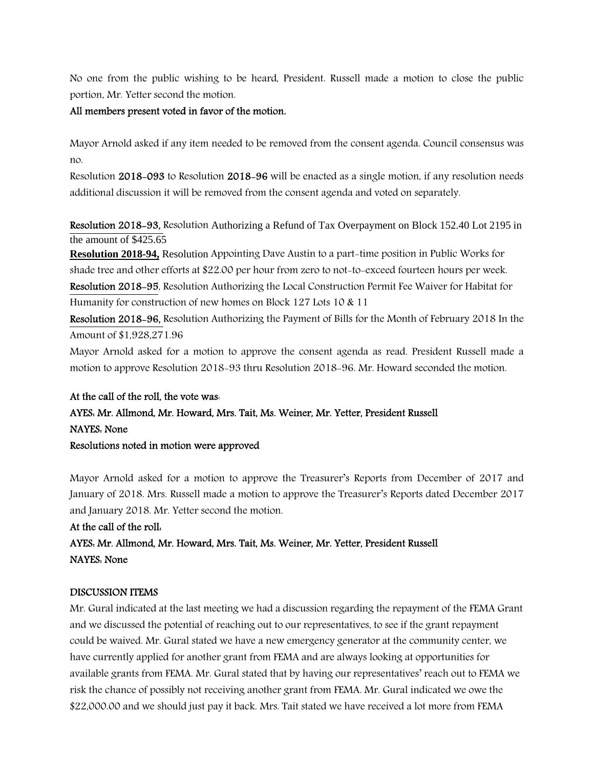No one from the public wishing to be heard, President. Russell made a motion to close the public portion, Mr. Yetter second the motion.

**All members present voted in favor of the motion.**

Mayor Arnold asked if any item needed to be removed from the consent agenda. Council consensus was no.

Resolution **2018-093** to Resolution **2018-96** will be enacted as a single motion, if any resolution needs additional discussion it will be removed from the consent agenda and voted on separately.

**Resolution 2018-93,** Resolution Authorizing a Refund of Tax Overpayment on Block 152.40 Lot 2195 in the amount of $425.65

**Resolution 2018-94,** Resolution Appointing Dave Austin to a part-time position in Public Works for shade tree and other efforts at $22.00 per hour from zero to not-to-exceed fourteen hours per week.

**Resolution 2018-95**, Resolution Authorizing the Local Construction Permit Fee Waiver for Habitat for Humanity for construction of new homes on Block 127 Lots 10 & 11

**Resolution 2018-96,** Resolution Authorizing the Payment of Bills for the Month of February 2018 In the Amount of $1,928,271.96

Mayor Arnold asked for a motion to approve the consent agenda as read. President Russell made a motion to approve Resolution 2018-93 thru Resolution 2018-96. Mr. Howard seconded the motion.

**At the call of the roll, the vote was:**
**AYES: Mr. Allmond, Mr. Howard, Mrs. Tait, Ms. Weiner, Mr. Yetter, President Russell**
**NAYES: None**
**Resolutions noted in motion were approved**

Mayor Arnold asked for a motion to approve the Treasurer's Reports from December of 2017 and January of 2018. Mrs. Russell made a motion to approve the Treasurer's Reports dated December 2017 and January 2018. Mr. Yetter second the motion.

**At the call of the roll:**
**AYES: Mr. Allmond, Mr. Howard, Mrs. Tait, Ms. Weiner, Mr. Yetter, President Russell**
**NAYES: None**

**DISCUSSION ITEMS**

Mr. Gural indicated at the last meeting we had a discussion regarding the repayment of the FEMA Grant and we discussed the potential of reaching out to our representatives, to see if the grant repayment could be waived. Mr. Gural stated we have a new emergency generator at the community center, we have currently applied for another grant from FEMA and are always looking at opportunities for available grants from FEMA. Mr. Gural stated that by having our representatives' reach out to FEMA we risk the chance of possibly not receiving another grant from FEMA. Mr. Gural indicated we owe the $22,000.00 and we should just pay it back. Mrs. Tait stated we have received a lot more from FEMA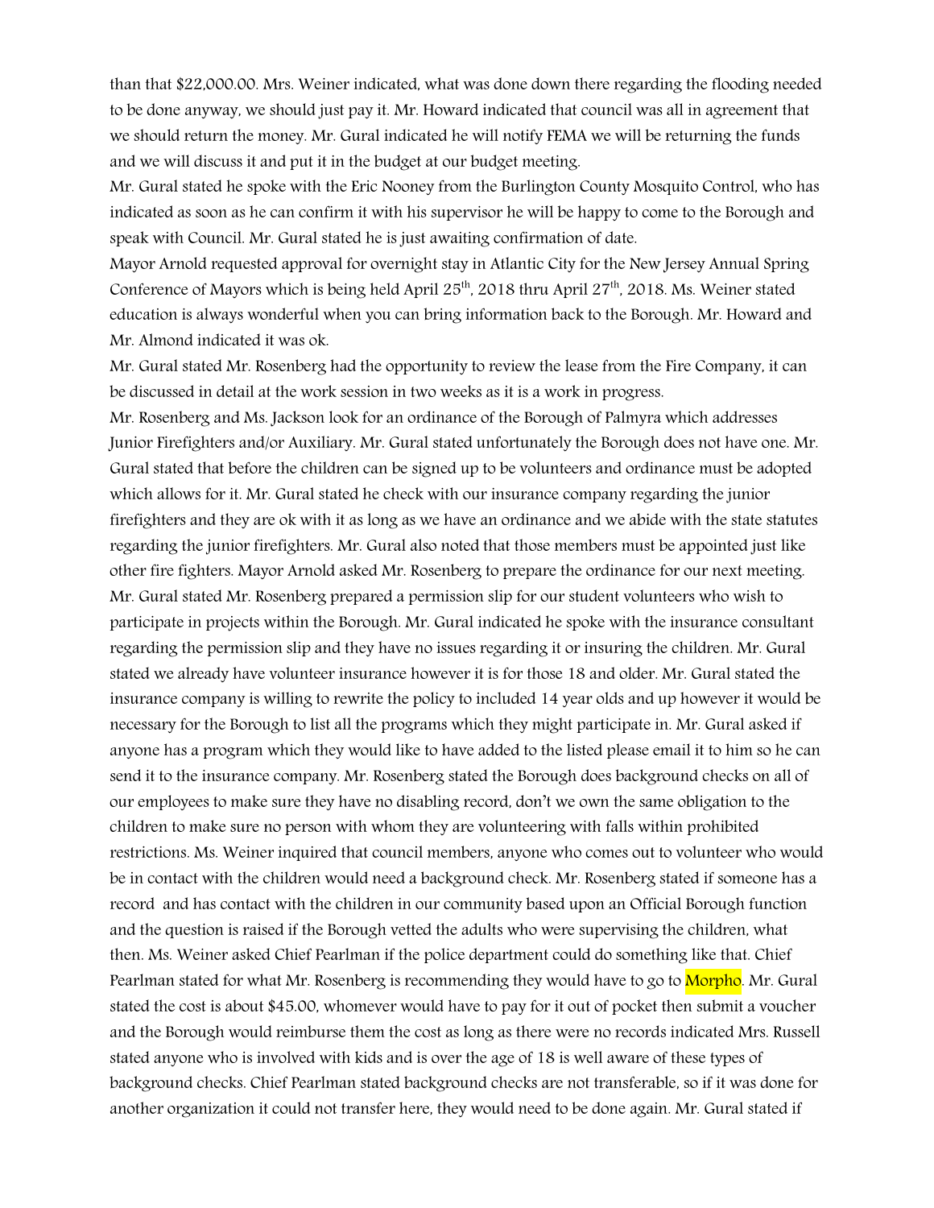than that $22,000.00. Mrs. Weiner indicated, what was done down there regarding the flooding needed to be done anyway, we should just pay it. Mr. Howard indicated that council was all in agreement that we should return the money. Mr. Gural indicated he will notify FEMA we will be returning the funds and we will discuss it and put it in the budget at our budget meeting.

Mr. Gural stated he spoke with the Eric Nooney from the Burlington County Mosquito Control, who has indicated as soon as he can confirm it with his supervisor he will be happy to come to the Borough and speak with Council. Mr. Gural stated he is just awaiting confirmation of date.

Mayor Arnold requested approval for overnight stay in Atlantic City for the New Jersey Annual Spring Conference of Mayors which is being held April 25th, 2018 thru April 27th, 2018. Ms. Weiner stated education is always wonderful when you can bring information back to the Borough. Mr. Howard and Mr. Almond indicated it was ok.

Mr. Gural stated Mr. Rosenberg had the opportunity to review the lease from the Fire Company, it can be discussed in detail at the work session in two weeks as it is a work in progress.

Mr. Rosenberg and Ms. Jackson look for an ordinance of the Borough of Palmyra which addresses Junior Firefighters and/or Auxiliary. Mr. Gural stated unfortunately the Borough does not have one. Mr. Gural stated that before the children can be signed up to be volunteers and ordinance must be adopted which allows for it. Mr. Gural stated he check with our insurance company regarding the junior firefighters and they are ok with it as long as we have an ordinance and we abide with the state statutes regarding the junior firefighters. Mr. Gural also noted that those members must be appointed just like other fire fighters. Mayor Arnold asked Mr. Rosenberg to prepare the ordinance for our next meeting.

Mr. Gural stated Mr. Rosenberg prepared a permission slip for our student volunteers who wish to participate in projects within the Borough. Mr. Gural indicated he spoke with the insurance consultant regarding the permission slip and they have no issues regarding it or insuring the children. Mr. Gural stated we already have volunteer insurance however it is for those 18 and older. Mr. Gural stated the insurance company is willing to rewrite the policy to included 14 year olds and up however it would be necessary for the Borough to list all the programs which they might participate in. Mr. Gural asked if anyone has a program which they would like to have added to the listed please email it to him so he can send it to the insurance company. Mr. Rosenberg stated the Borough does background checks on all of our employees to make sure they have no disabling record, don't we own the same obligation to the children to make sure no person with whom they are volunteering with falls within prohibited restrictions. Ms. Weiner inquired that council members, anyone who comes out to volunteer who would be in contact with the children would need a background check. Mr. Rosenberg stated if someone has a record and has contact with the children in our community based upon an Official Borough function and the question is raised if the Borough vetted the adults who were supervising the children, what then. Ms. Weiner asked Chief Pearlman if the police department could do something like that. Chief Pearlman stated for what Mr. Rosenberg is recommending they would have to go to Morpho. Mr. Gural stated the cost is about $45.00, whomever would have to pay for it out of pocket then submit a voucher and the Borough would reimburse them the cost as long as there were no records indicated Mrs. Russell stated anyone who is involved with kids and is over the age of 18 is well aware of these types of background checks. Chief Pearlman stated background checks are not transferable, so if it was done for another organization it could not transfer here, they would need to be done again. Mr. Gural stated if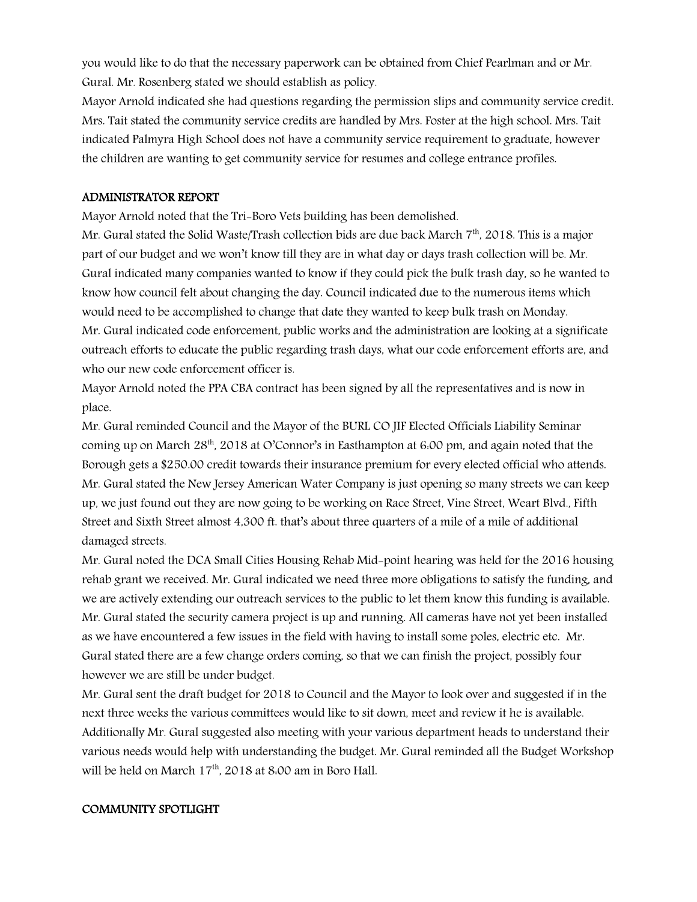you would like to do that the necessary paperwork can be obtained from Chief Pearlman and or Mr. Gural. Mr. Rosenberg stated we should establish as policy.

Mayor Arnold indicated she had questions regarding the permission slips and community service credit. Mrs. Tait stated the community service credits are handled by Mrs. Foster at the high school. Mrs. Tait indicated Palmyra High School does not have a community service requirement to graduate, however the children are wanting to get community service for resumes and college entrance profiles.

## ADMINISTRATOR REPORT

Mayor Arnold noted that the Tri-Boro Vets building has been demolished.

Mr. Gural stated the Solid Waste/Trash collection bids are due back March 7th, 2018. This is a major part of our budget and we won't know till they are in what day or days trash collection will be. Mr. Gural indicated many companies wanted to know if they could pick the bulk trash day, so he wanted to know how council felt about changing the day. Council indicated due to the numerous items which would need to be accomplished to change that date they wanted to keep bulk trash on Monday.

Mr. Gural indicated code enforcement, public works and the administration are looking at a significate outreach efforts to educate the public regarding trash days, what our code enforcement efforts are, and who our new code enforcement officer is.

Mayor Arnold noted the PPA CBA contract has been signed by all the representatives and is now in place.

Mr. Gural reminded Council and the Mayor of the BURL CO JIF Elected Officials Liability Seminar coming up on March 28th, 2018 at O'Connor's in Easthampton at 6:00 pm, and again noted that the Borough gets a $250.00 credit towards their insurance premium for every elected official who attends.

Mr. Gural stated the New Jersey American Water Company is just opening so many streets we can keep up, we just found out they are now going to be working on Race Street, Vine Street, Weart Blvd., Fifth Street and Sixth Street almost 4,300 ft. that's about three quarters of a mile of a mile of additional damaged streets.

Mr. Gural noted the DCA Small Cities Housing Rehab Mid-point hearing was held for the 2016 housing rehab grant we received. Mr. Gural indicated we need three more obligations to satisfy the funding, and we are actively extending our outreach services to the public to let them know this funding is available.

Mr. Gural stated the security camera project is up and running. All cameras have not yet been installed as we have encountered a few issues in the field with having to install some poles, electric etc. Mr. Gural stated there are a few change orders coming, so that we can finish the project, possibly four however we are still be under budget.

Mr. Gural sent the draft budget for 2018 to Council and the Mayor to look over and suggested if in the next three weeks the various committees would like to sit down, meet and review it he is available. Additionally Mr. Gural suggested also meeting with your various department heads to understand their various needs would help with understanding the budget. Mr. Gural reminded all the Budget Workshop will be held on March 17th, 2018 at 8:00 am in Boro Hall.

## COMMUNITY SPOTLIGHT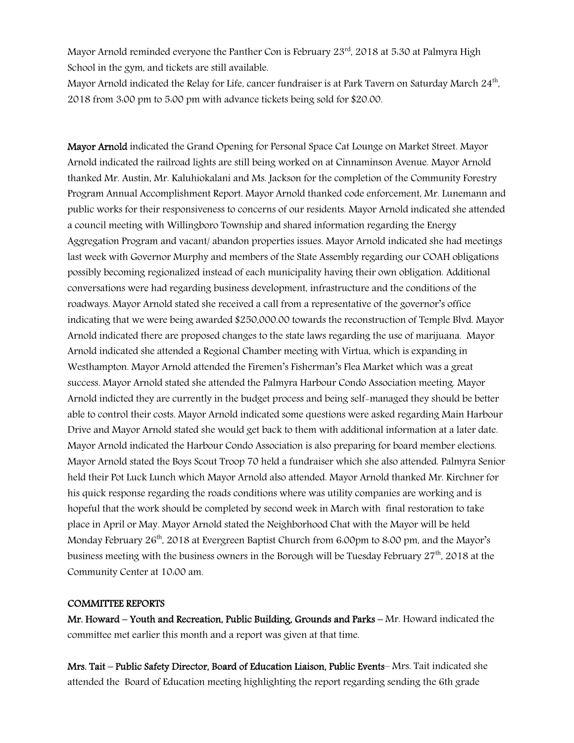Mayor Arnold reminded everyone the Panther Con is February 23rd, 2018 at 5:30 at Palmyra High School in the gym, and tickets are still available.
Mayor Arnold indicated the Relay for Life, cancer fundraiser is at Park Tavern on Saturday March 24th, 2018 from 3:00 pm to 5:00 pm with advance tickets being sold for $20.00.

**Mayor Arnold** indicated the Grand Opening for Personal Space Cat Lounge on Market Street. Mayor Arnold indicated the railroad lights are still being worked on at Cinnaminson Avenue. Mayor Arnold thanked Mr. Austin, Mr. Kaluhiokalani and Ms. Jackson for the completion of the Community Forestry Program Annual Accomplishment Report. Mayor Arnold thanked code enforcement, Mr. Lunemann and public works for their responsiveness to concerns of our residents. Mayor Arnold indicated she attended a council meeting with Willingboro Township and shared information regarding the Energy Aggregation Program and vacant/ abandon properties issues. Mayor Arnold indicated she had meetings last week with Governor Murphy and members of the State Assembly regarding our COAH obligations possibly becoming regionalized instead of each municipality having their own obligation. Additional conversations were had regarding business development, infrastructure and the conditions of the roadways. Mayor Arnold stated she received a call from a representative of the governor's office indicating that we were being awarded $250,000.00 towards the reconstruction of Temple Blvd. Mayor Arnold indicated there are proposed changes to the state laws regarding the use of marijuana. Mayor Arnold indicated she attended a Regional Chamber meeting with Virtua, which is expanding in Westhampton. Mayor Arnold attended the Firemen's Fisherman's Flea Market which was a great success. Mayor Arnold stated she attended the Palmyra Harbour Condo Association meeting. Mayor Arnold indicted they are currently in the budget process and being self-managed they should be better able to control their costs. Mayor Arnold indicated some questions were asked regarding Main Harbour Drive and Mayor Arnold stated she would get back to them with additional information at a later date. Mayor Arnold indicated the Harbour Condo Association is also preparing for board member elections. Mayor Arnold stated the Boys Scout Troop 70 held a fundraiser which she also attended. Palmyra Senior held their Pot Luck Lunch which Mayor Arnold also attended. Mayor Arnold thanked Mr. Kirchner for his quick response regarding the roads conditions where was utility companies are working and is hopeful that the work should be completed by second week in March with final restoration to take place in April or May. Mayor Arnold stated the Neighborhood Chat with the Mayor will be held Monday February 26th, 2018 at Evergreen Baptist Church from 6:00pm to 8:00 pm, and the Mayor's business meeting with the business owners in the Borough will be Tuesday February 27th, 2018 at the Community Center at 10:00 am.

**COMMITTEE REPORTS**

**Mr. Howard – Youth and Recreation, Public Building, Grounds and Parks** – Mr. Howard indicated the committee met earlier this month and a report was given at that time.

**Mrs. Tait – Public Safety Director, Board of Education Liaison, Public Events**– Mrs. Tait indicated she attended the Board of Education meeting highlighting the report regarding sending the 6th grade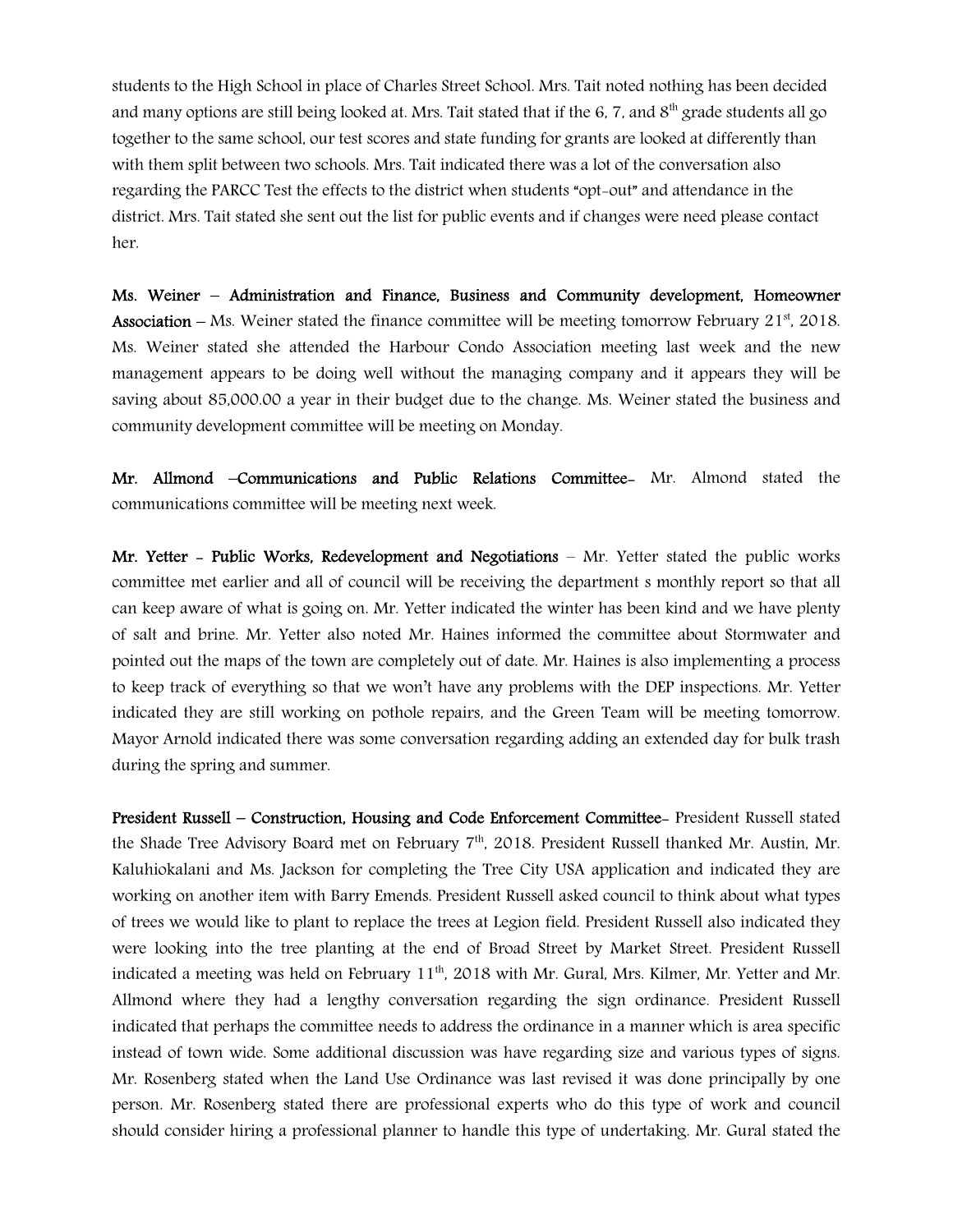students to the High School in place of Charles Street School. Mrs. Tait noted nothing has been decided and many options are still being looked at. Mrs. Tait stated that if the 6, 7, and 8th grade students all go together to the same school, our test scores and state funding for grants are looked at differently than with them split between two schools. Mrs. Tait indicated there was a lot of the conversation also regarding the PARCC Test the effects to the district when students "opt-out" and attendance in the district. Mrs. Tait stated she sent out the list for public events and if changes were need please contact her.

**Ms. Weiner – Administration and Finance, Business and Community development, Homeowner Association** – Ms. Weiner stated the finance committee will be meeting tomorrow February 21st, 2018. Ms. Weiner stated she attended the Harbour Condo Association meeting last week and the new management appears to be doing well without the managing company and it appears they will be saving about 85,000.00 a year in their budget due to the change. Ms. Weiner stated the business and community development committee will be meeting on Monday.

**Mr. Allmond –Communications and Public Relations Committee-** Mr. Almond stated the communications committee will be meeting next week.

**Mr. Yetter - Public Works, Redevelopment and Negotiations** – Mr. Yetter stated the public works committee met earlier and all of council will be receiving the department s monthly report so that all can keep aware of what is going on. Mr. Yetter indicated the winter has been kind and we have plenty of salt and brine. Mr. Yetter also noted Mr. Haines informed the committee about Stormwater and pointed out the maps of the town are completely out of date. Mr. Haines is also implementing a process to keep track of everything so that we won't have any problems with the DEP inspections. Mr. Yetter indicated they are still working on pothole repairs, and the Green Team will be meeting tomorrow. Mayor Arnold indicated there was some conversation regarding adding an extended day for bulk trash during the spring and summer.

**President Russell – Construction, Housing and Code Enforcement Committee-** President Russell stated the Shade Tree Advisory Board met on February 7th, 2018. President Russell thanked Mr. Austin, Mr. Kaluhiokalani and Ms. Jackson for completing the Tree City USA application and indicated they are working on another item with Barry Emends. President Russell asked council to think about what types of trees we would like to plant to replace the trees at Legion field. President Russell also indicated they were looking into the tree planting at the end of Broad Street by Market Street. President Russell indicated a meeting was held on February 11th, 2018 with Mr. Gural, Mrs. Kilmer, Mr. Yetter and Mr. Allmond where they had a lengthy conversation regarding the sign ordinance. President Russell indicated that perhaps the committee needs to address the ordinance in a manner which is area specific instead of town wide. Some additional discussion was have regarding size and various types of signs. Mr. Rosenberg stated when the Land Use Ordinance was last revised it was done principally by one person. Mr. Rosenberg stated there are professional experts who do this type of work and council should consider hiring a professional planner to handle this type of undertaking. Mr. Gural stated the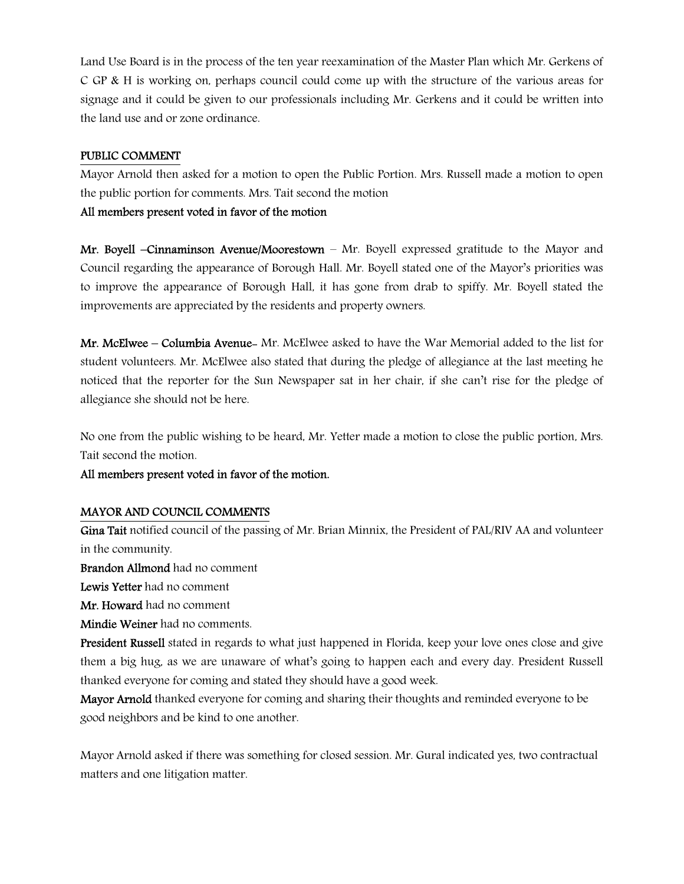Land Use Board is in the process of the ten year reexamination of the Master Plan which Mr. Gerkens of C GP & H is working on, perhaps council could come up with the structure of the various areas for signage and it could be given to our professionals including Mr. Gerkens and it could be written into the land use and or zone ordinance.

## PUBLIC COMMENT

Mayor Arnold then asked for a motion to open the Public Portion. Mrs. Russell made a motion to open the public portion for comments. Mrs. Tait second the motion

**All members present voted in favor of the motion**

**Mr. Boyell –Cinnaminson Avenue/Moorestown** – Mr. Boyell expressed gratitude to the Mayor and Council regarding the appearance of Borough Hall. Mr. Boyell stated one of the Mayor's priorities was to improve the appearance of Borough Hall, it has gone from drab to spiffy. Mr. Boyell stated the improvements are appreciated by the residents and property owners.

**Mr. McElwee – Columbia Avenue**- Mr. McElwee asked to have the War Memorial added to the list for student volunteers. Mr. McElwee also stated that during the pledge of allegiance at the last meeting he noticed that the reporter for the Sun Newspaper sat in her chair, if she can't rise for the pledge of allegiance she should not be here.

No one from the public wishing to be heard, Mr. Yetter made a motion to close the public portion, Mrs. Tait second the motion.

**All members present voted in favor of the motion.**

## MAYOR AND COUNCIL COMMENTS

**Gina Tait** notified council of the passing of Mr. Brian Minnix, the President of PAL/RIV AA and volunteer in the community.

**Brandon Allmond** had no comment

**Lewis Yetter** had no comment

**Mr. Howard** had no comment

**Mindie Weiner** had no comments.

**President Russell** stated in regards to what just happened in Florida, keep your love ones close and give them a big hug, as we are unaware of what's going to happen each and every day. President Russell thanked everyone for coming and stated they should have a good week.

**Mayor Arnold** thanked everyone for coming and sharing their thoughts and reminded everyone to be good neighbors and be kind to one another.

Mayor Arnold asked if there was something for closed session. Mr. Gural indicated yes, two contractual matters and one litigation matter.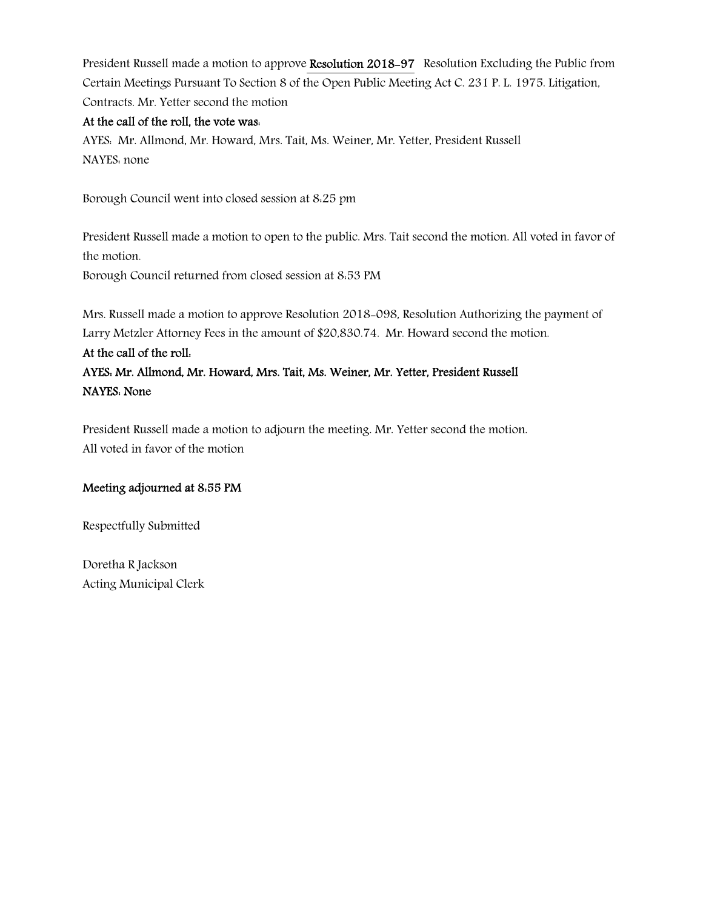President Russell made a motion to approve **Resolution 2018-97** Resolution Excluding the Public from Certain Meetings Pursuant To Section 8 of the Open Public Meeting Act C. 231 P. L. 1975. Litigation, Contracts. Mr. Yetter second the motion

**At the call of the roll, the vote was:**

AYES: Mr. Allmond, Mr. Howard, Mrs. Tait, Ms. Weiner, Mr. Yetter, President Russell
NAYES: none

Borough Council went into closed session at 8:25 pm

President Russell made a motion to open to the public. Mrs. Tait second the motion. All voted in favor of the motion.
Borough Council returned from closed session at 8:53 PM

Mrs. Russell made a motion to approve Resolution 2018-098, Resolution Authorizing the payment of Larry Metzler Attorney Fees in the amount of $20,830.74. Mr. Howard second the motion.

**At the call of the roll:**
**AYES: Mr. Allmond, Mr. Howard, Mrs. Tait, Ms. Weiner, Mr. Yetter, President Russell**
**NAYES: None**

President Russell made a motion to adjourn the meeting. Mr. Yetter second the motion.
All voted in favor of the motion

**Meeting adjourned at 8:55 PM**

Respectfully Submitted

Doretha R Jackson
Acting Municipal Clerk